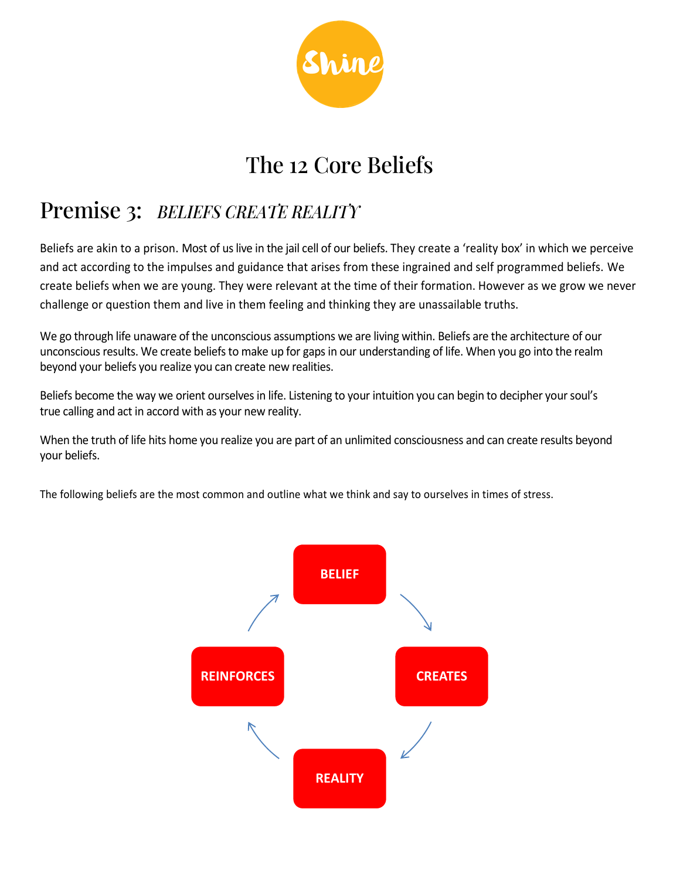Shine

# The 12 Core Beliefs

## Premise 3: *BELIEFS CREATE REALITY*

Beliefs are akin to a prison. Most of us live in the jail cell of our beliefs. They create a 'reality box' in which we perceive and act according to the impulses and guidance that arises from these ingrained and self programmed beliefs. We create beliefs when we are young. They were relevant at the time of their formation. However as we grow we never challenge or question them and live in them feeling and thinking they are unassailable truths.

We go through life unaware of the unconscious assumptions we are living within. Beliefs are the architecture of our unconscious results. We create beliefs to make up for gaps in our understanding of life. When you go into the realm beyond your beliefs you realize you can create new realities.

Beliefs become the way we orient ourselves in life. Listening to your intuition you can begin to decipher your soul's true calling and act in accord with as your new reality.

When the truth of life hits home you realize you are part of an unlimited consciousness and can create results beyond your beliefs.

The following beliefs are the most common and outline what we think and say to ourselves in times of stress.

**BELIEF** → **CREATES** → **REALITY** → **REINFORCES** → **BELIEF**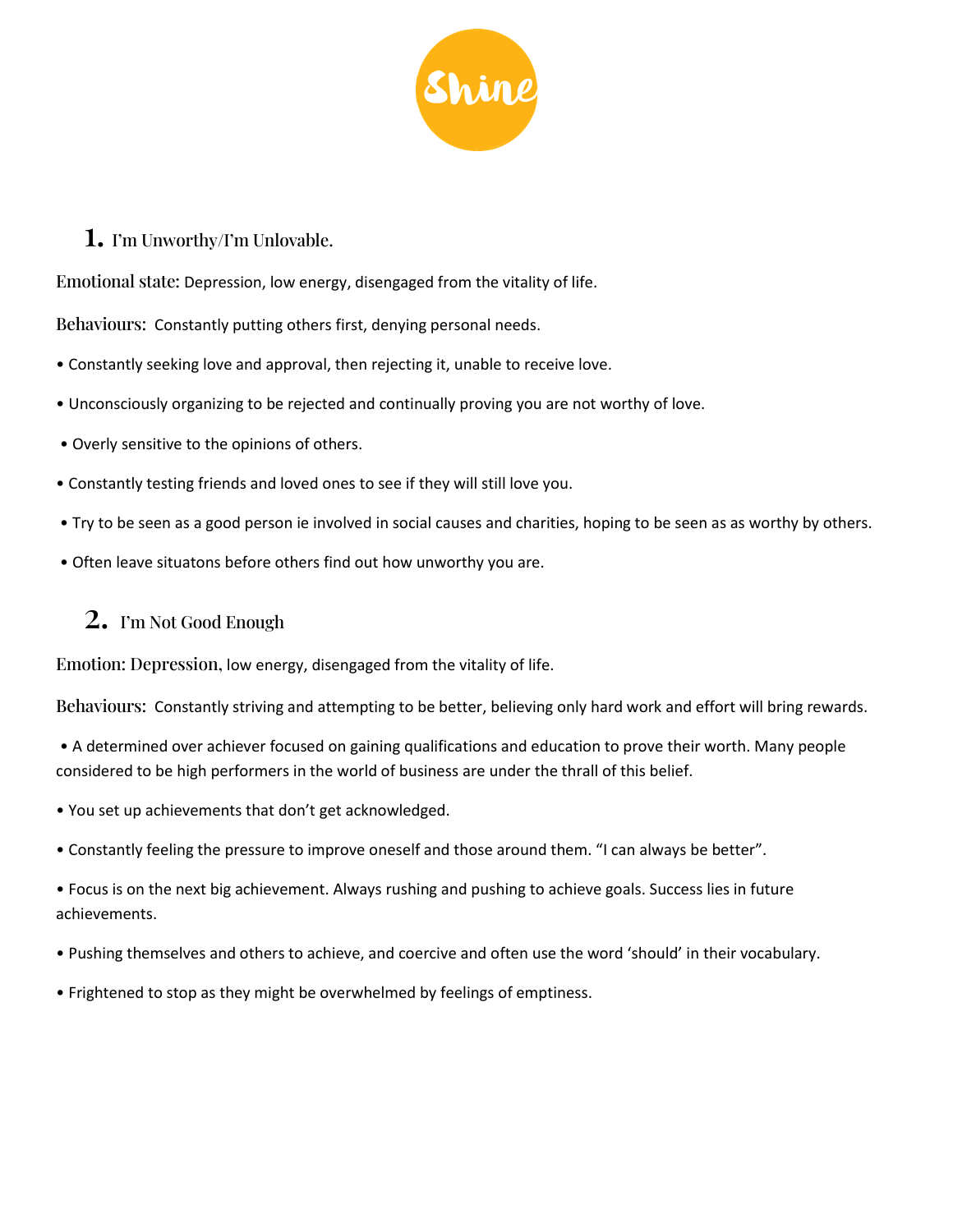## 1. I'm Unworthy/I'm Unlovable.

Emotional state: Depression, low energy, disengaged from the vitality of life.

Behaviours: Constantly putting others first, denying personal needs.

- Constantly seeking love and approval, then rejecting it, unable to receive love.
- Unconsciously organizing to be rejected and continually proving you are not worthy of love.
- Overly sensitive to the opinions of others.
- Constantly testing friends and loved ones to see if they will still love you.
- Try to be seen as a good person ie involved in social causes and charities, hoping to be seen as as worthy by others.
- Often leave situatons before others find out how unworthy you are.

## 2. I'm Not Good Enough

Emotion: Depression, low energy, disengaged from the vitality of life.

Behaviours: Constantly striving and attempting to be better, believing only hard work and effort will bring rewards.

- A determined over achiever focused on gaining qualifications and education to prove their worth. Many people considered to be high performers in the world of business are under the thrall of this belief.
- You set up achievements that don't get acknowledged.
- Constantly feeling the pressure to improve oneself and those around them. "I can always be better".
- Focus is on the next big achievement. Always rushing and pushing to achieve goals. Success lies in future achievements.
- Pushing themselves and others to achieve, and coercive and often use the word 'should' in their vocabulary.
- Frightened to stop as they might be overwhelmed by feelings of emptiness.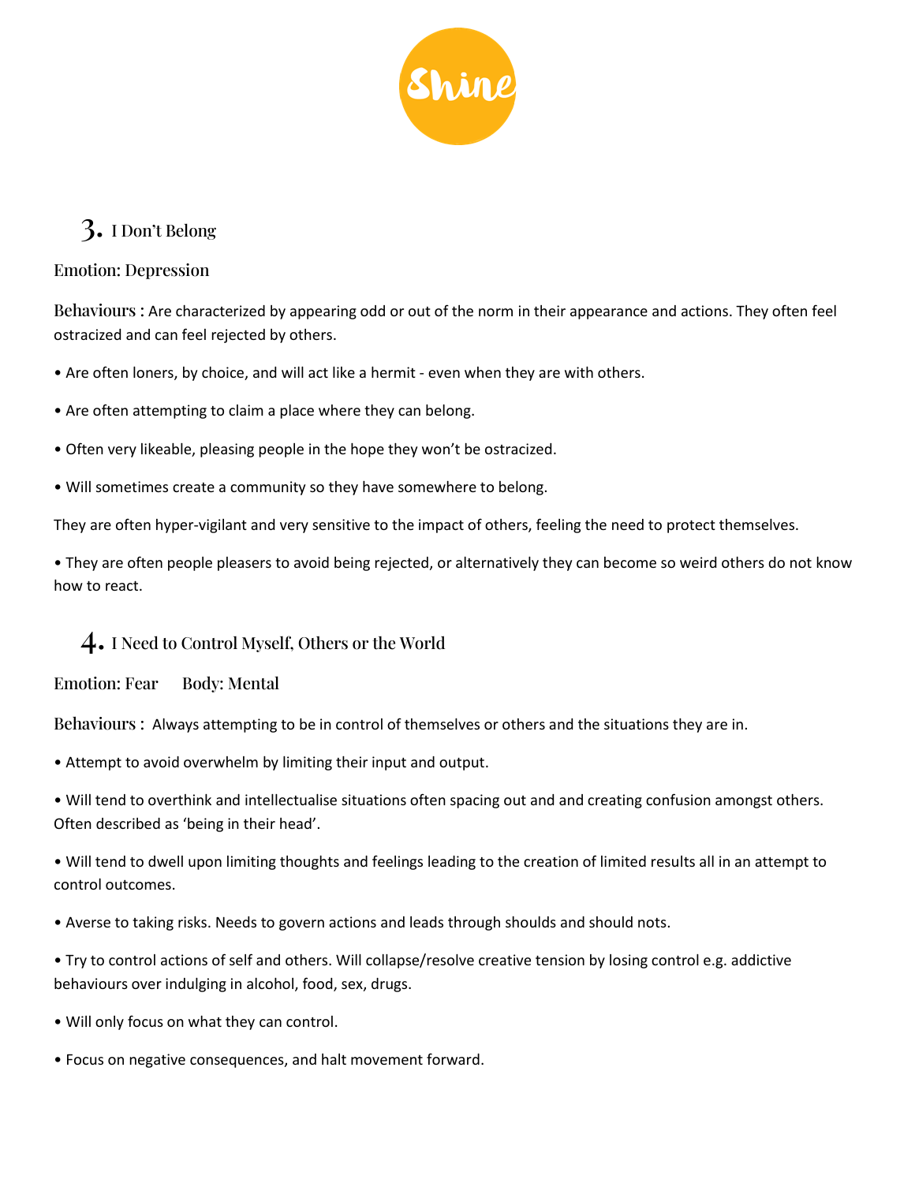## 3. I Don't Belong

Emotion: Depression

Behaviours : Are characterized by appearing odd or out of the norm in their appearance and actions. They often feel ostracized and can feel rejected by others.

- Are often loners, by choice, and will act like a hermit - even when they are with others.
- Are often attempting to claim a place where they can belong.
- Often very likeable, pleasing people in the hope they won't be ostracized.
- Will sometimes create a community so they have somewhere to belong.

They are often hyper-vigilant and very sensitive to the impact of others, feeling the need to protect themselves.

- They are often people pleasers to avoid being rejected, or alternatively they can become so weird others do not know how to react.

## 4. I Need to Control Myself, Others or the World

Emotion: Fear      Body: Mental

Behaviours : Always attempting to be in control of themselves or others and the situations they are in.

- Attempt to avoid overwhelm by limiting their input and output.
- Will tend to overthink and intellectualise situations often spacing out and and creating confusion amongst others. Often described as 'being in their head'.
- Will tend to dwell upon limiting thoughts and feelings leading to the creation of limited results all in an attempt to control outcomes.
- Averse to taking risks. Needs to govern actions and leads through shoulds and should nots.
- Try to control actions of self and others. Will collapse/resolve creative tension by losing control e.g. addictive behaviours over indulging in alcohol, food, sex, drugs.
- Will only focus on what they can control.
- Focus on negative consequences, and halt movement forward.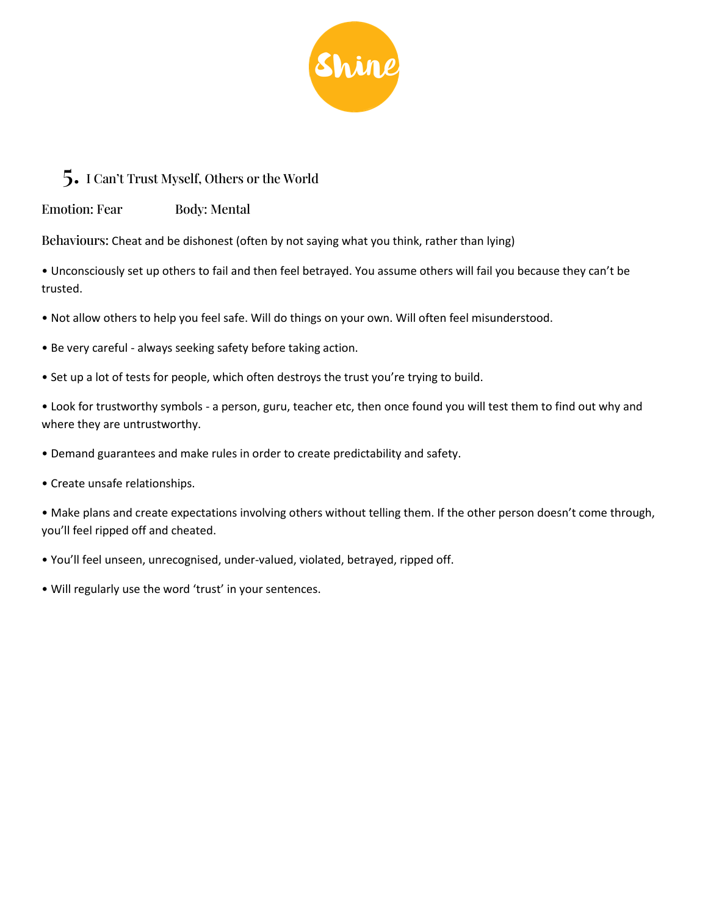Shine

## 5. I Can't Trust Myself, Others or the World

Emotion: Fear        Body: Mental

Behaviours: Cheat and be dishonest (often by not saying what you think, rather than lying)

- Unconsciously set up others to fail and then feel betrayed. You assume others will fail you because they can't be trusted.
- Not allow others to help you feel safe. Will do things on your own. Will often feel misunderstood.
- Be very careful - always seeking safety before taking action.
- Set up a lot of tests for people, which often destroys the trust you're trying to build.
- Look for trustworthy symbols - a person, guru, teacher etc, then once found you will test them to find out why and where they are untrustworthy.
- Demand guarantees and make rules in order to create predictability and safety.
- Create unsafe relationships.
- Make plans and create expectations involving others without telling them. If the other person doesn't come through, you'll feel ripped off and cheated.
- You'll feel unseen, unrecognised, under-valued, violated, betrayed, ripped off.
- Will regularly use the word 'trust' in your sentences.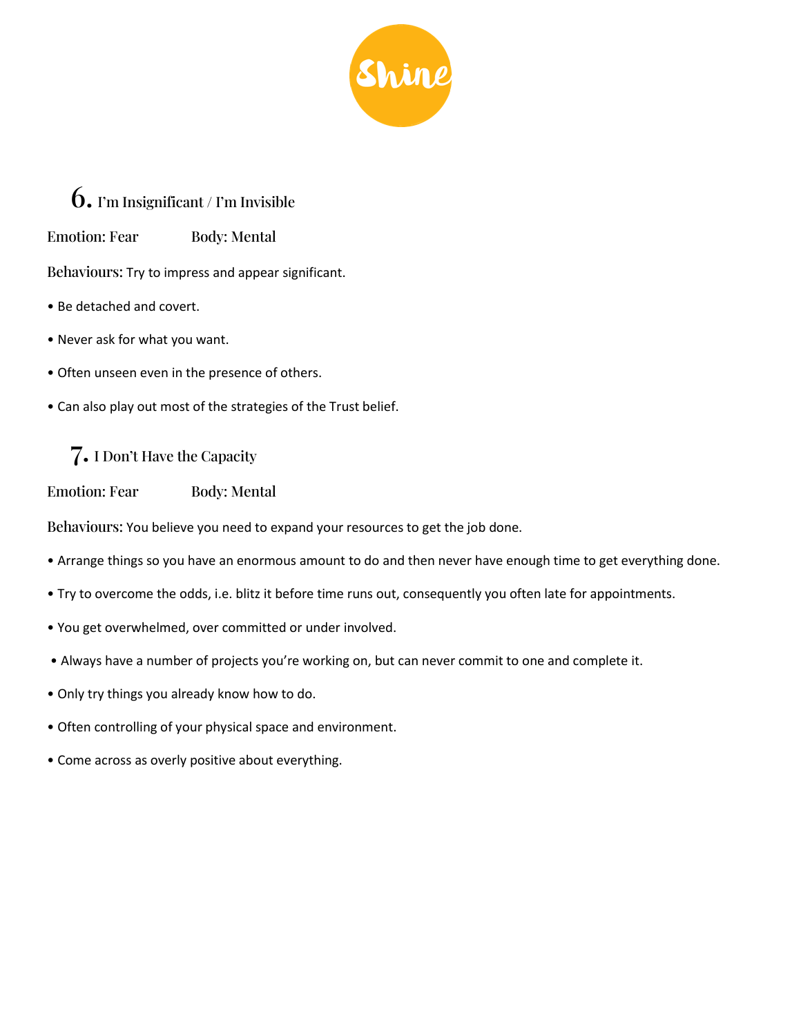## 6. I'm Insignificant / I'm Invisible

Emotion: Fear Body: Mental

Behaviours: Try to impress and appear significant.

- Be detached and covert.
- Never ask for what you want.
- Often unseen even in the presence of others.
- Can also play out most of the strategies of the Trust belief.

## 7. I Don't Have the Capacity

Emotion: Fear Body: Mental

Behaviours: You believe you need to expand your resources to get the job done.

- Arrange things so you have an enormous amount to do and then never have enough time to get everything done.
- Try to overcome the odds, i.e. blitz it before time runs out, consequently you often late for appointments.
- You get overwhelmed, over committed or under involved.
- Always have a number of projects you're working on, but can never commit to one and complete it.
- Only try things you already know how to do.
- Often controlling of your physical space and environment.
- Come across as overly positive about everything.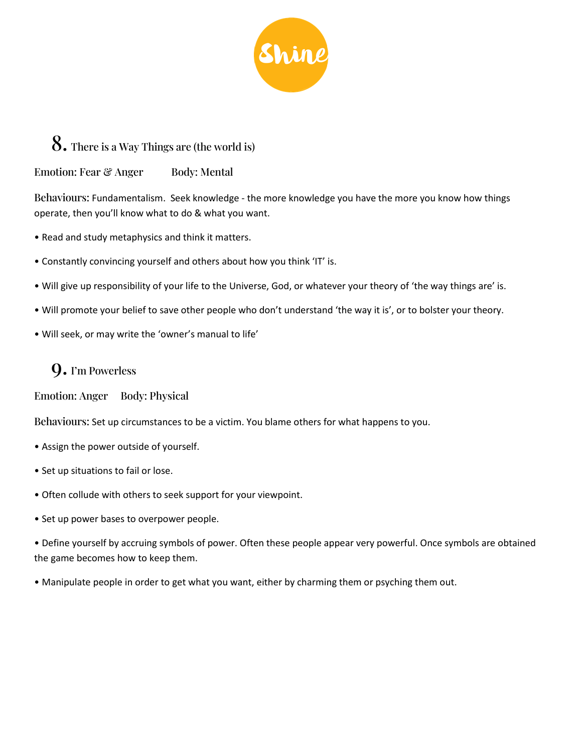## 8. There is a Way Things are (the world is)

Emotion: Fear & Anger Body: Mental

Behaviours: Fundamentalism. Seek knowledge - the more knowledge you have the more you know how things operate, then you'll know what to do & what you want.

- Read and study metaphysics and think it matters.
- Constantly convincing yourself and others about how you think 'IT' is.
- Will give up responsibility of your life to the Universe, God, or whatever your theory of 'the way things are' is.
- Will promote your belief to save other people who don't understand 'the way it is', or to bolster your theory.
- Will seek, or may write the 'owner's manual to life'

## 9. I'm Powerless

Emotion: Anger Body: Physical

Behaviours: Set up circumstances to be a victim. You blame others for what happens to you.

- Assign the power outside of yourself.
- Set up situations to fail or lose.
- Often collude with others to seek support for your viewpoint.
- Set up power bases to overpower people.
- Define yourself by accruing symbols of power. Often these people appear very powerful. Once symbols are obtained the game becomes how to keep them.
- Manipulate people in order to get what you want, either by charming them or psyching them out.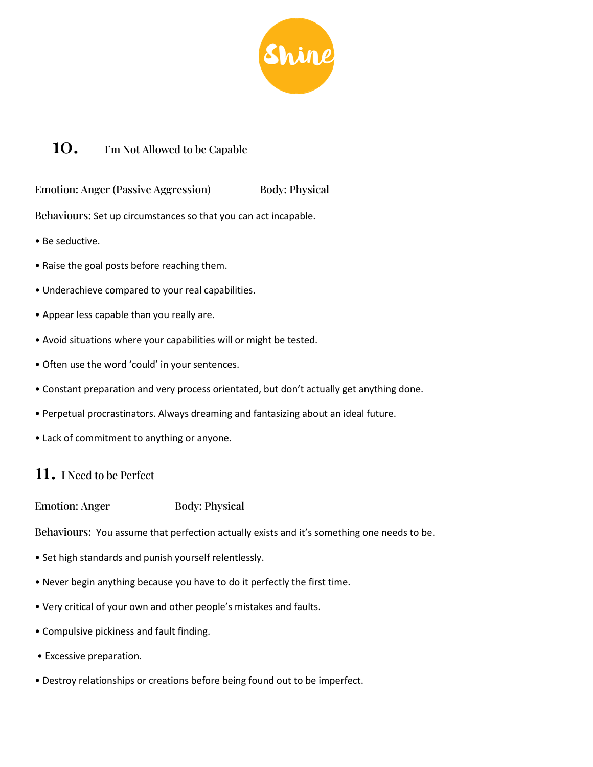Shine

## 10. I'm Not Allowed to be Capable

Emotion: Anger (Passive Aggression)     Body: Physical

Behaviours: Set up circumstances so that you can act incapable.

- Be seductive.
- Raise the goal posts before reaching them.
- Underachieve compared to your real capabilities.
- Appear less capable than you really are.
- Avoid situations where your capabilities will or might be tested.
- Often use the word 'could' in your sentences.
- Constant preparation and very process orientated, but don't actually get anything done.
- Perpetual procrastinators. Always dreaming and fantasizing about an ideal future.
- Lack of commitment to anything or anyone.

## 11. I Need to be Perfect

Emotion: Anger     Body: Physical

Behaviours: You assume that perfection actually exists and it's something one needs to be.

- Set high standards and punish yourself relentlessly.
- Never begin anything because you have to do it perfectly the first time.
- Very critical of your own and other people's mistakes and faults.
- Compulsive pickiness and fault finding.
- Excessive preparation.
- Destroy relationships or creations before being found out to be imperfect.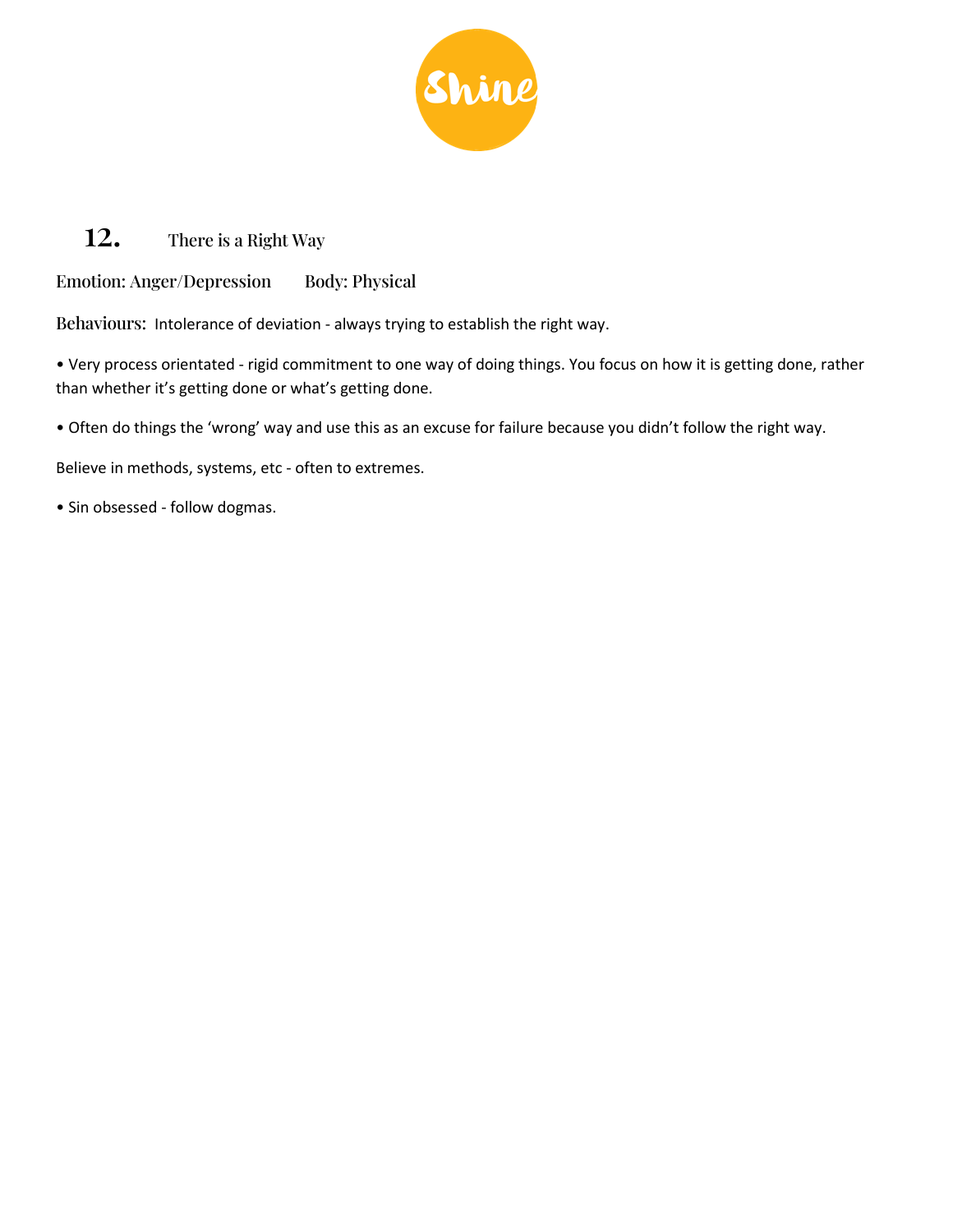## 12. There is a Right Way

Emotion: Anger/Depression    Body: Physical

Behaviours: Intolerance of deviation - always trying to establish the right way.

- Very process orientated - rigid commitment to one way of doing things. You focus on how it is getting done, rather than whether it's getting done or what's getting done.
- Often do things the 'wrong' way and use this as an excuse for failure because you didn't follow the right way.

Believe in methods, systems, etc - often to extremes.

- Sin obsessed - follow dogmas.